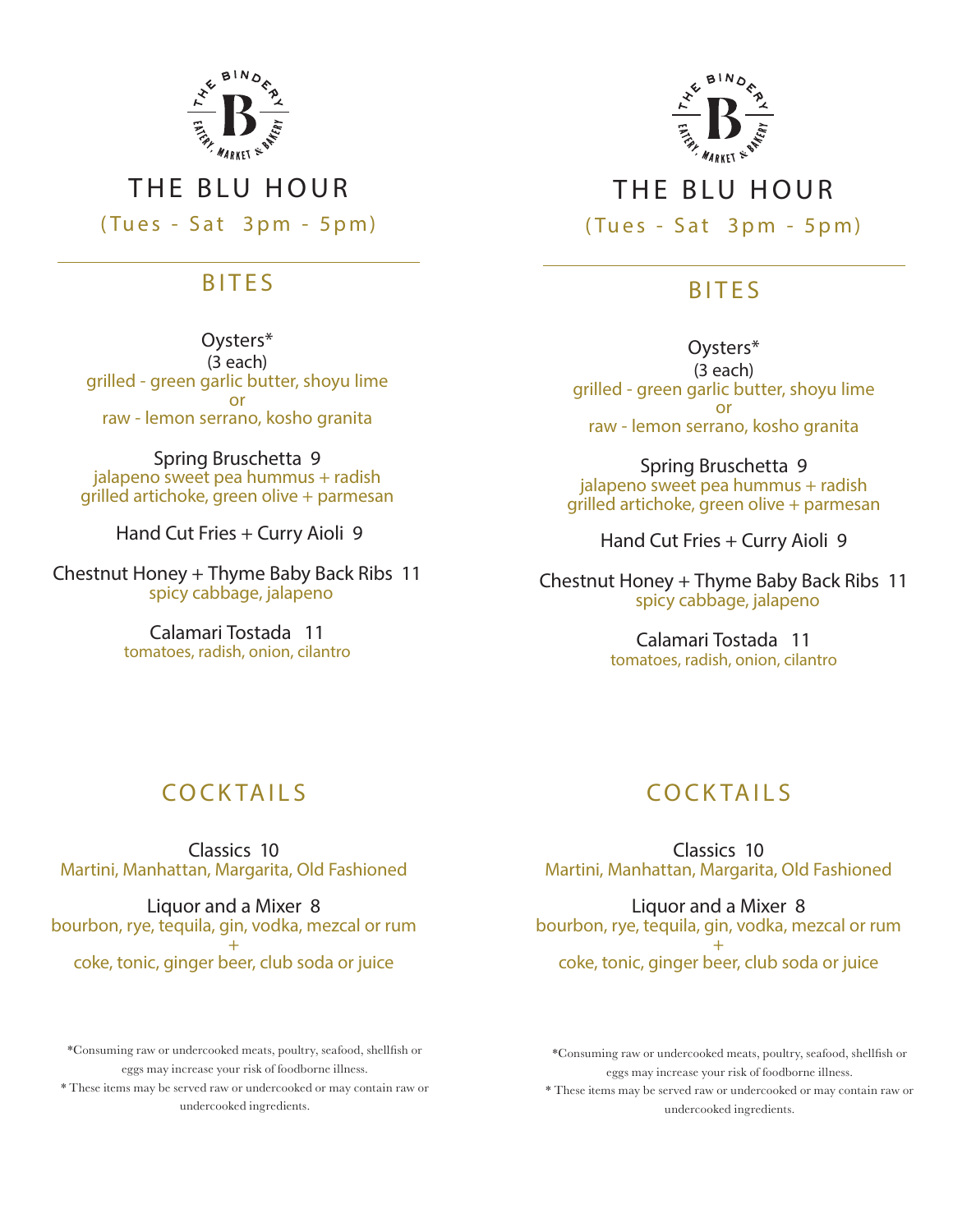THE BINDERY
EATERY, MARKET & BAKERY

# THE BLU HOUR

(Tues - Sat 3pm - 5pm)

## BITES

Oysters*
(3 each)
grilled - green garlic butter, shoyu lime
or
raw - lemon serrano, kosho granita

Spring Bruschetta 9
jalapeno sweet pea hummus + radish
grilled artichoke, green olive + parmesan

Hand Cut Fries + Curry Aioli 9

Chestnut Honey + Thyme Baby Back Ribs 11
spicy cabbage, jalapeno

Calamari Tostada 11
tomatoes, radish, onion, cilantro

## COCKTAILS

Classics 10
Martini, Manhattan, Margarita, Old Fashioned

Liquor and a Mixer 8
bourbon, rye, tequila, gin, vodka, mezcal or rum
+
coke, tonic, ginger beer, club soda or juice

*Consuming raw or undercooked meats, poultry, seafood, shellfish or eggs may increase your risk of foodborne illness.
* These items may be served raw or undercooked or may contain raw or undercooked ingredients.

THE BINDERY
EATERY, MARKET & BAKERY

# THE BLU HOUR

(Tues - Sat 3pm - 5pm)

## BITES

Oysters*
(3 each)
grilled - green garlic butter, shoyu lime
or
raw - lemon serrano, kosho granita

Spring Bruschetta 9
jalapeno sweet pea hummus + radish
grilled artichoke, green olive + parmesan

Hand Cut Fries + Curry Aioli 9

Chestnut Honey + Thyme Baby Back Ribs 11
spicy cabbage, jalapeno

Calamari Tostada 11
tomatoes, radish, onion, cilantro

## COCKTAILS

Classics 10
Martini, Manhattan, Margarita, Old Fashioned

Liquor and a Mixer 8
bourbon, rye, tequila, gin, vodka, mezcal or rum
+
coke, tonic, ginger beer, club soda or juice

*Consuming raw or undercooked meats, poultry, seafood, shellfish or eggs may increase your risk of foodborne illness.
* These items may be served raw or undercooked or may contain raw or undercooked ingredients.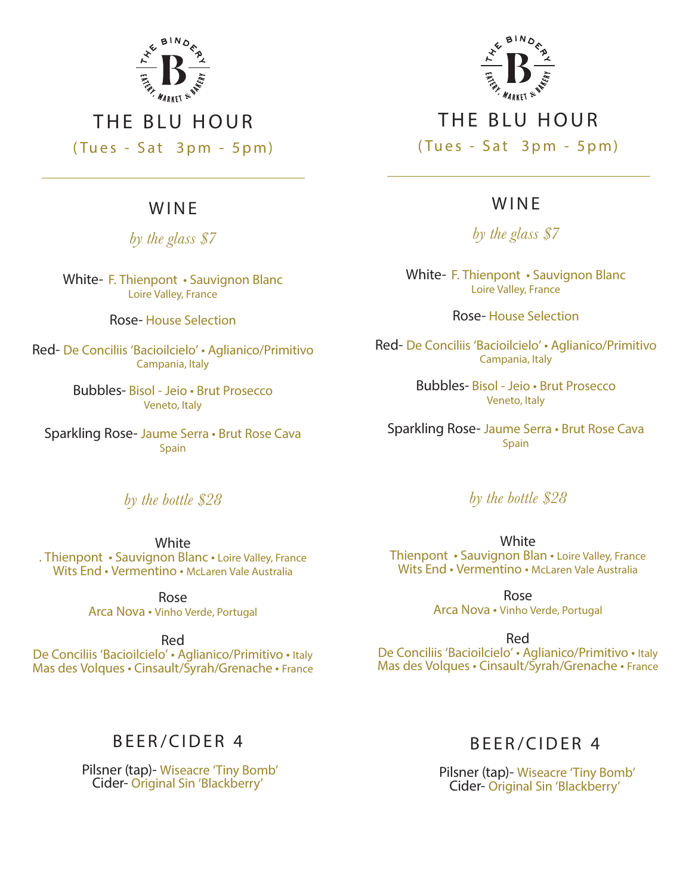# THE BLU HOUR

(Tues - Sat 3pm - 5pm)

## WINE

*by the glass $7*

White- F. Thienpont • Sauvignon Blanc
Loire Valley, France

Rose- House Selection

Red- De Conciliis 'Bacioilcielo' • Aglianico/Primitivo
Campania, Italy

Bubbles- Bisol - Jeio • Brut Prosecco
Veneto, Italy

Sparkling Rose- Jaume Serra • Brut Rose Cava
Spain

*by the bottle $28*

White
. Thienpont • Sauvignon Blanc • Loire Valley, France
Wits End • Vermentino • McLaren Vale Australia

Rose
Arca Nova • Vinho Verde, Portugal

Red
De Conciliis 'Bacioilcielo' • Aglianico/Primitivo • Italy
Mas des Volques • Cinsault/Syrah/Grenache • France

## BEER/CIDER 4

Pilsner (tap)- Wiseacre 'Tiny Bomb'
Cider- Original Sin 'Blackberry'

# THE BLU HOUR

(Tues - Sat 3pm - 5pm)

## WINE

*by the glass $7*

White- F. Thienpont • Sauvignon Blanc
Loire Valley, France

Rose- House Selection

Red- De Conciliis 'Bacioilcielo' • Aglianico/Primitivo
Campania, Italy

Bubbles- Bisol - Jeio • Brut Prosecco
Veneto, Italy

Sparkling Rose- Jaume Serra • Brut Rose Cava
Spain

*by the bottle $28*

White
Thienpont • Sauvignon Blan • Loire Valley, France
Wits End • Vermentino • McLaren Vale Australia

Rose
Arca Nova • Vinho Verde, Portugal

Red
De Conciliis 'Bacioilcielo' • Aglianico/Primitivo • Italy
Mas des Volques • Cinsault/Syrah/Grenache • France

## BEER/CIDER 4

Pilsner (tap)- Wiseacre 'Tiny Bomb'
Cider- Original Sin 'Blackberry'